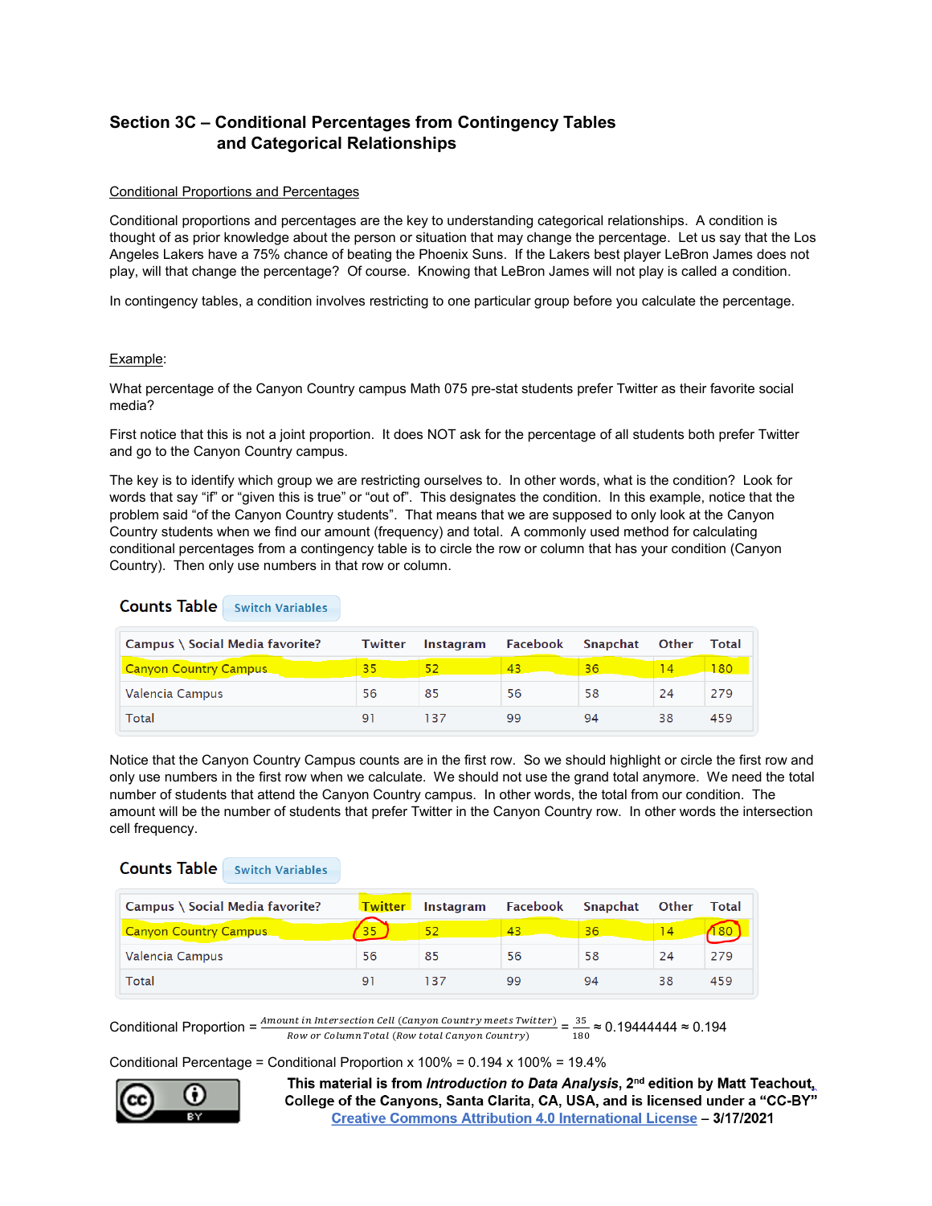## Section 3C – Conditional Percentages from Contingency Tables and Categorical Relationships

Conditional Proportions and Percentages

Conditional proportions and percentages are the key to understanding categorical relationships. A condition is thought of as prior knowledge about the person or situation that may change the percentage. Let us say that the Los Angeles Lakers have a 75% chance of beating the Phoenix Suns. If the Lakers best player LeBron James does not play, will that change the percentage? Of course. Knowing that LeBron James will not play is called a condition.

In contingency tables, a condition involves restricting to one particular group before you calculate the percentage.

Example:

What percentage of the Canyon Country campus Math 075 pre-stat students prefer Twitter as their favorite social media?

First notice that this is not a joint proportion. It does NOT ask for the percentage of all students both prefer Twitter and go to the Canyon Country campus.

The key is to identify which group we are restricting ourselves to. In other words, what is the condition? Look for words that say "if" or "given this is true" or "out of". This designates the condition. In this example, notice that the problem said "of the Canyon Country students". That means that we are supposed to only look at the Canyon Country students when we find our amount (frequency) and total. A commonly used method for calculating conditional percentages from a contingency table is to circle the row or column that has your condition (Canyon Country). Then only use numbers in that row or column.

**Counts Table** Switch Variables

| Campus \ Social Media favorite? | Twitter | Instagram | Facebook | Snapchat | Other | Total |
|---|---|---|---|---|---|---|
| Canyon Country Campus | 35 | 52 | 43 | 36 | 14 | 180 |
| Valencia Campus | 56 | 85 | 56 | 58 | 24 | 279 |
| Total | 91 | 137 | 99 | 94 | 38 | 459 |

Notice that the Canyon Country Campus counts are in the first row. So we should highlight or circle the first row and only use numbers in the first row when we calculate. We should not use the grand total anymore. We need the total number of students that attend the Canyon Country campus. In other words, the total from our condition. The amount will be the number of students that prefer Twitter in the Canyon Country row. In other words the intersection cell frequency.

**Counts Table** Switch Variables

| Campus \ Social Media favorite? | Twitter | Instagram | Facebook | Snapchat | Other | Total |
|---|---|---|---|---|---|---|
| Canyon Country Campus | 35 | 52 | 43 | 36 | 14 | 180 |
| Valencia Campus | 56 | 85 | 56 | 58 | 24 | 279 |
| Total | 91 | 137 | 99 | 94 | 38 | 459 |

$$\text{Conditional Proportion} = \frac{\textit{Amount in Intersection Cell (Canyon Country meets Twitter)}}{\textit{Row or Column Total (Row total Canyon Country)}} = \frac{35}{180} \approx 0.19444444 \approx 0.194$$

Conditional Percentage = Conditional Proportion x 100% = 0.194 x 100% = 19.4%

**This material is from *Introduction to Data Analysis*, 2nd edition by Matt Teachout, College of the Canyons, Santa Clarita, CA, USA, and is licensed under a "CC-BY" Creative Commons Attribution 4.0 International License – 3/17/2021**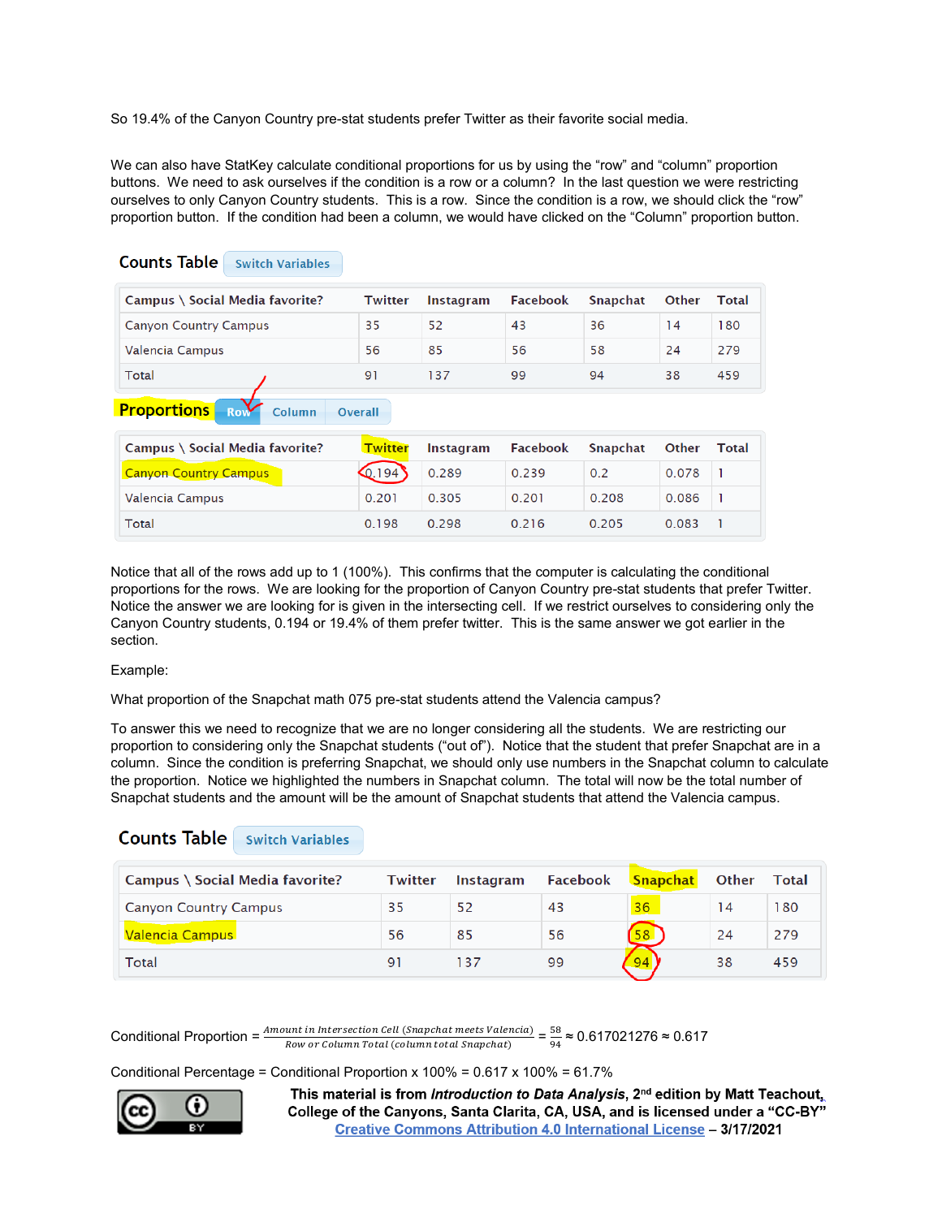So 19.4% of the Canyon Country pre-stat students prefer Twitter as their favorite social media.

We can also have StatKey calculate conditional proportions for us by using the “row” and “column” proportion buttons. We need to ask ourselves if the condition is a row or a column? In the last question we were restricting ourselves to only Canyon Country students. This is a row. Since the condition is a row, we should click the “row” proportion button. If the condition had been a column, we would have clicked on the “Column” proportion button.

**Counts Table** Switch Variables

| Campus \ Social Media favorite? | Twitter | Instagram | Facebook | Snapchat | Other | Total |
|---|---|---|---|---|---|---|
| Canyon Country Campus | 35 | 52 | 43 | 36 | 14 | 180 |
| Valencia Campus | 56 | 85 | 56 | 58 | 24 | 279 |
| Total | 91 | 137 | 99 | 94 | 38 | 459 |

**Proportions** Row Column Overall

| Campus \ Social Media favorite? | Twitter | Instagram | Facebook | Snapchat | Other | Total |
|---|---|---|---|---|---|---|
| Canyon Country Campus | 0.194 | 0.289 | 0.239 | 0.2 | 0.078 | 1 |
| Valencia Campus | 0.201 | 0.305 | 0.201 | 0.208 | 0.086 | 1 |
| Total | 0.198 | 0.298 | 0.216 | 0.205 | 0.083 | 1 |

Notice that all of the rows add up to 1 (100%). This confirms that the computer is calculating the conditional proportions for the rows. We are looking for the proportion of Canyon Country pre-stat students that prefer Twitter. Notice the answer we are looking for is given in the intersecting cell. If we restrict ourselves to considering only the Canyon Country students, 0.194 or 19.4% of them prefer twitter. This is the same answer we got earlier in the section.

Example:

What proportion of the Snapchat math 075 pre-stat students attend the Valencia campus?

To answer this we need to recognize that we are no longer considering all the students. We are restricting our proportion to considering only the Snapchat students (“out of”). Notice that the student that prefer Snapchat are in a column. Since the condition is preferring Snapchat, we should only use numbers in the Snapchat column to calculate the proportion. Notice we highlighted the numbers in Snapchat column. The total will now be the total number of Snapchat students and the amount will be the amount of Snapchat students that attend the Valencia campus.

**Counts Table** Switch Variables

| Campus \ Social Media favorite? | Twitter | Instagram | Facebook | Snapchat | Other | Total |
|---|---|---|---|---|---|---|
| Canyon Country Campus | 35 | 52 | 43 | 36 | 14 | 180 |
| Valencia Campus | 56 | 85 | 56 | 58 | 24 | 279 |
| Total | 91 | 137 | 99 | 94 | 38 | 459 |

Conditional Proportion = $\frac{\text{Amount in Intersection Cell (Snapchat meets Valencia)}}{\text{Row or Column Total (column total Snapchat)}} = \frac{58}{94} \approx 0.617021276 \approx 0.617$

Conditional Percentage = Conditional Proportion x 100% = 0.617 x 100% = 61.7%

**This material is from *Introduction to Data Analysis*, 2nd edition by Matt Teachout, College of the Canyons, Santa Clarita, CA, USA, and is licensed under a “CC-BY” Creative Commons Attribution 4.0 International License – 3/17/2021**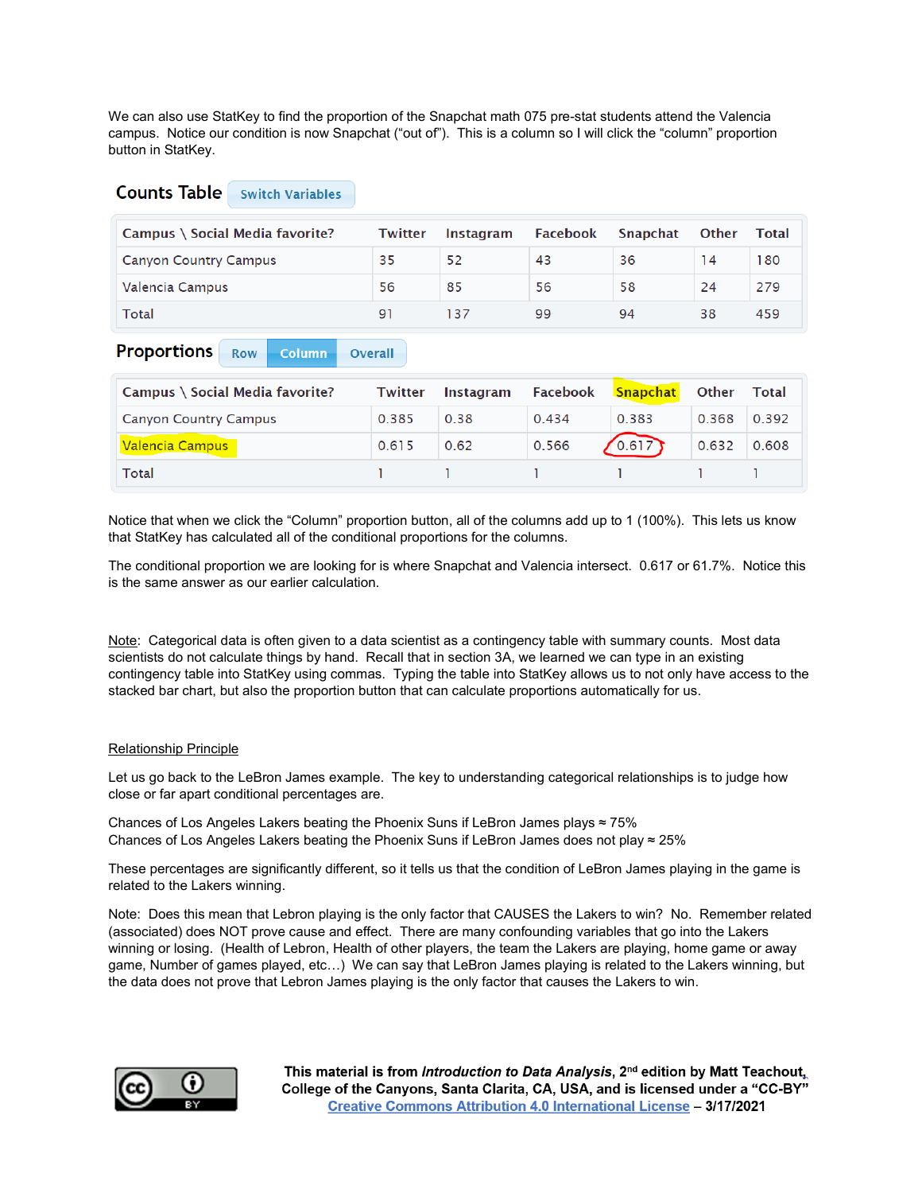We can also use StatKey to find the proportion of the Snapchat math 075 pre-stat students attend the Valencia campus. Notice our condition is now Snapchat ("out of"). This is a column so I will click the "column" proportion button in StatKey.

## Counts Table

| Campus \ Social Media favorite? | Twitter | Instagram | Facebook | Snapchat | Other | Total |
|---|---|---|---|---|---|---|
| Canyon Country Campus | 35 | 52 | 43 | 36 | 14 | 180 |
| Valencia Campus | 56 | 85 | 56 | 58 | 24 | 279 |
| Total | 91 | 137 | 99 | 94 | 38 | 459 |

## Proportions

| Campus \ Social Media favorite? | Twitter | Instagram | Facebook | Snapchat | Other | Total |
|---|---|---|---|---|---|---|
| Canyon Country Campus | 0.385 | 0.38 | 0.434 | 0.383 | 0.368 | 0.392 |
| Valencia Campus | 0.615 | 0.62 | 0.566 | 0.617 | 0.632 | 0.608 |
| Total | 1 | 1 | 1 | 1 | 1 | 1 |

Notice that when we click the "Column" proportion button, all of the columns add up to 1 (100%). This lets us know that StatKey has calculated all of the conditional proportions for the columns.

The conditional proportion we are looking for is where Snapchat and Valencia intersect. 0.617 or 61.7%. Notice this is the same answer as our earlier calculation.

Note: Categorical data is often given to a data scientist as a contingency table with summary counts. Most data scientists do not calculate things by hand. Recall that in section 3A, we learned we can type in an existing contingency table into StatKey using commas. Typing the table into StatKey allows us to not only have access to the stacked bar chart, but also the proportion button that can calculate proportions automatically for us.

Relationship Principle

Let us go back to the LeBron James example. The key to understanding categorical relationships is to judge how close or far apart conditional percentages are.

Chances of Los Angeles Lakers beating the Phoenix Suns if LeBron James plays ≈ 75%
Chances of Los Angeles Lakers beating the Phoenix Suns if LeBron James does not play ≈ 25%

These percentages are significantly different, so it tells us that the condition of LeBron James playing in the game is related to the Lakers winning.

Note: Does this mean that Lebron playing is the only factor that CAUSES the Lakers to win? No. Remember related (associated) does NOT prove cause and effect. There are many confounding variables that go into the Lakers winning or losing. (Health of Lebron, Health of other players, the team the Lakers are playing, home game or away game, Number of games played, etc…) We can say that LeBron James playing is related to the Lakers winning, but the data does not prove that Lebron James playing is the only factor that causes the Lakers to win.

**This material is from *Introduction to Data Analysis*, 2nd edition by Matt Teachout, College of the Canyons, Santa Clarita, CA, USA, and is licensed under a "CC-BY" Creative Commons Attribution 4.0 International License – 3/17/2021**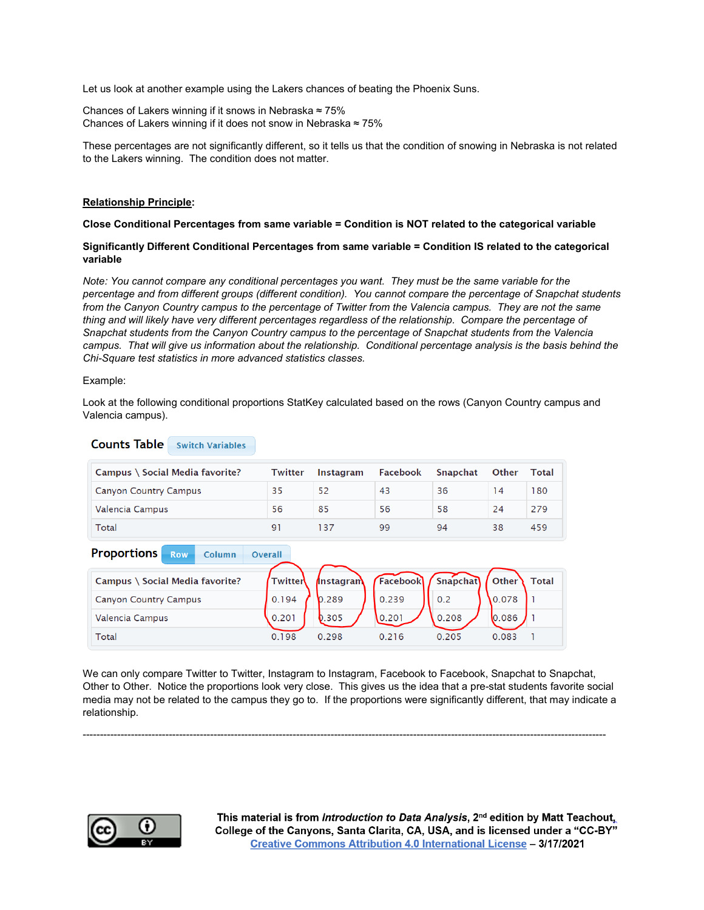Let us look at another example using the Lakers chances of beating the Phoenix Suns.

Chances of Lakers winning if it snows in Nebraska ≈ 75%
Chances of Lakers winning if it does not snow in Nebraska ≈ 75%

These percentages are not significantly different, so it tells us that the condition of snowing in Nebraska is not related to the Lakers winning. The condition does not matter.

**Relationship Principle:**

**Close Conditional Percentages from same variable = Condition is NOT related to the categorical variable**

**Significantly Different Conditional Percentages from same variable = Condition IS related to the categorical variable**

*Note: You cannot compare any conditional percentages you want. They must be the same variable for the percentage and from different groups (different condition). You cannot compare the percentage of Snapchat students from the Canyon Country campus to the percentage of Twitter from the Valencia campus. They are not the same thing and will likely have very different percentages regardless of the relationship. Compare the percentage of Snapchat students from the Canyon Country campus to the percentage of Snapchat students from the Valencia campus. That will give us information about the relationship. Conditional percentage analysis is the basis behind the Chi-Square test statistics in more advanced statistics classes.*

Example:

Look at the following conditional proportions StatKey calculated based on the rows (Canyon Country campus and Valencia campus).

**Counts Table** Switch Variables

| Campus \ Social Media favorite? | Twitter | Instagram | Facebook | Snapchat | Other | Total |
|---|---|---|---|---|---|---|
| Canyon Country Campus | 35 | 52 | 43 | 36 | 14 | 180 |
| Valencia Campus | 56 | 85 | 56 | 58 | 24 | 279 |
| Total | 91 | 137 | 99 | 94 | 38 | 459 |

**Proportions** Row Column Overall

| Campus \ Social Media favorite? | Twitter | Instagram | Facebook | Snapchat | Other | Total |
|---|---|---|---|---|---|---|
| Canyon Country Campus | 0.194 | 0.289 | 0.239 | 0.2 | 0.078 | 1 |
| Valencia Campus | 0.201 | 0.305 | 0.201 | 0.208 | 0.086 | 1 |
| Total | 0.198 | 0.298 | 0.216 | 0.205 | 0.083 | 1 |

We can only compare Twitter to Twitter, Instagram to Instagram, Facebook to Facebook, Snapchat to Snapchat, Other to Other. Notice the proportions look very close. This gives us the idea that a pre-stat students favorite social media may not be related to the campus they go to. If the proportions were significantly different, that may indicate a relationship.

---

**This material is from *Introduction to Data Analysis*, 2nd edition by Matt Teachout, College of the Canyons, Santa Clarita, CA, USA, and is licensed under a "CC-BY" Creative Commons Attribution 4.0 International License – 3/17/2021**